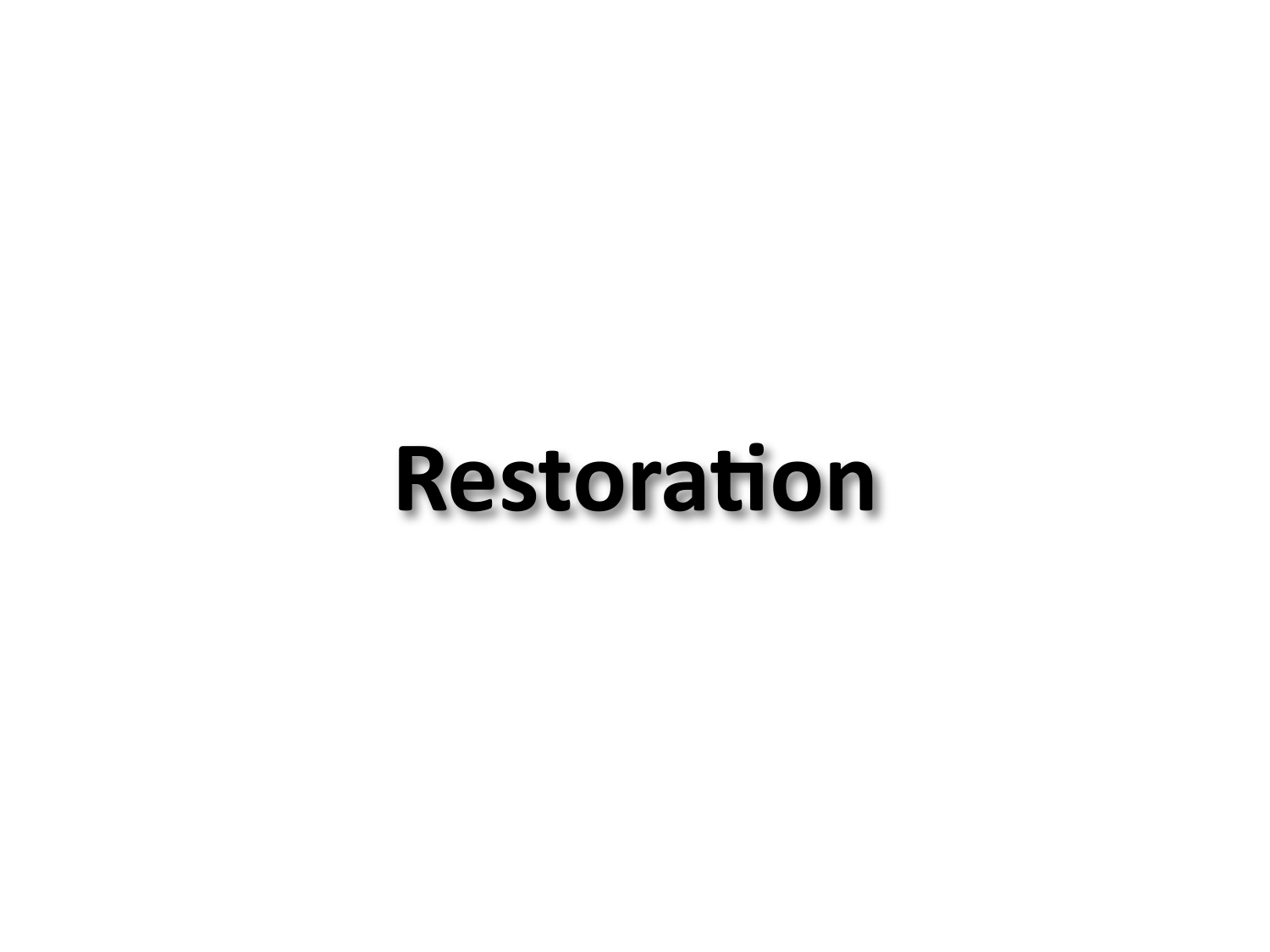# Restoration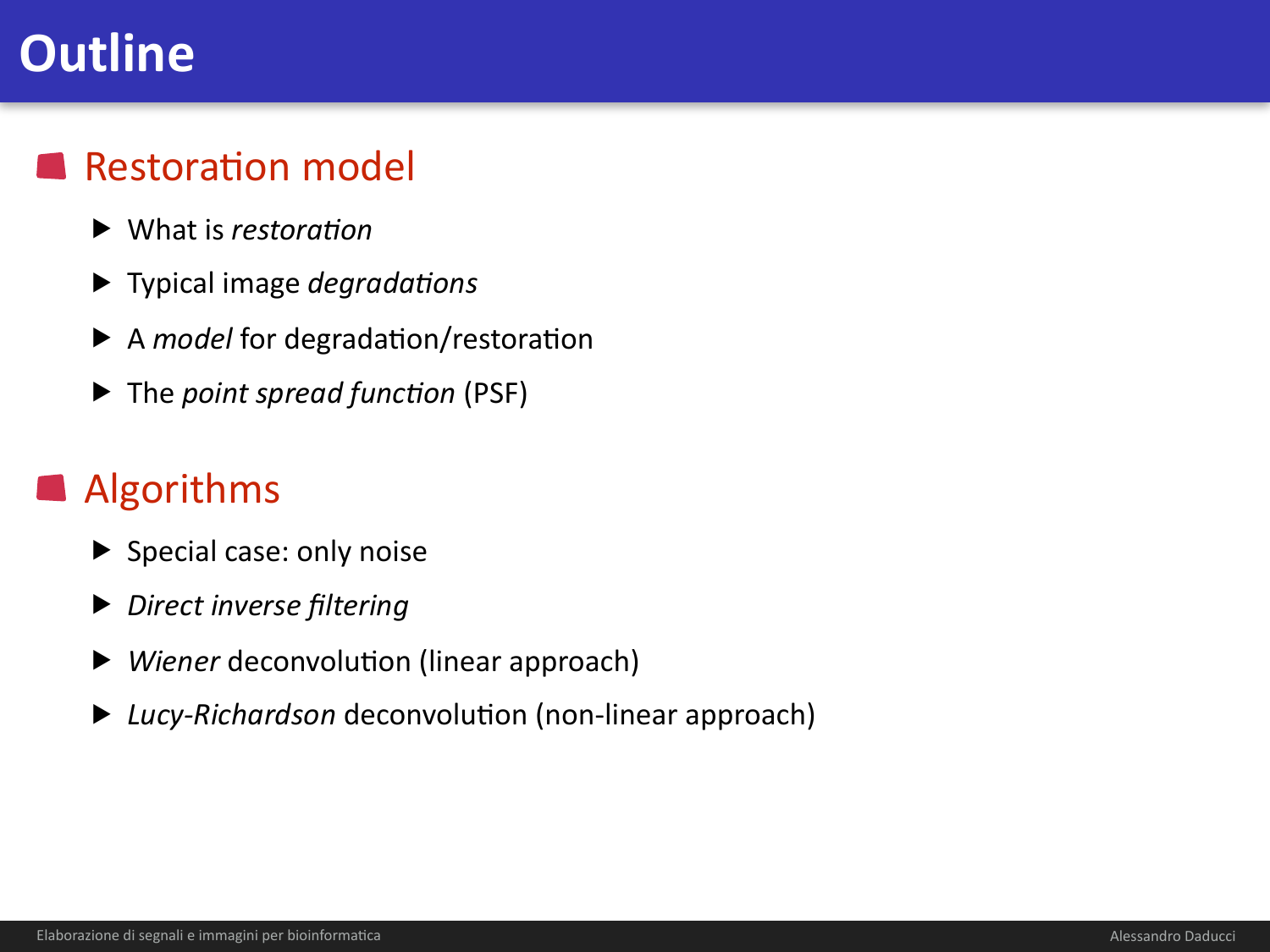# Outline

## Restoration model

- What is *restoration*
- Typical image *degradations*
- A *model* for degradation/restoration
- The *point spread function* (PSF)

## Algorithms

- Special case: only noise
- *Direct inverse filtering*
- *Wiener* deconvolution (linear approach)
- *Lucy-Richardson* deconvolution (non-linear approach)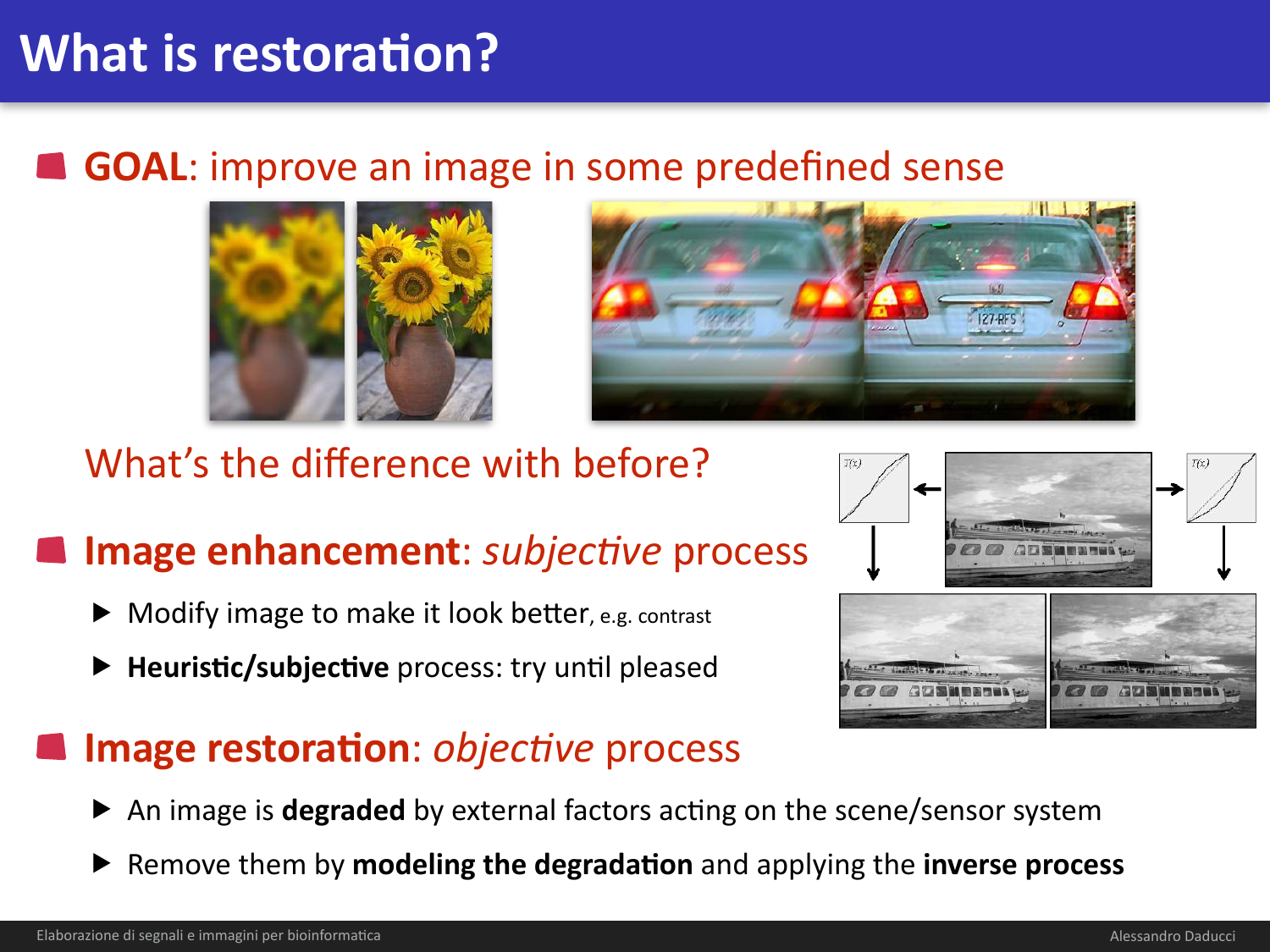# What is restoration?

- **GOAL**: improve an image in some predefined sense

What's the difference with before?

- **Image enhancement**: *subjective* process
  - Modify image to make it look better, e.g. contrast
  - **Heuristic/subjective** process: try until pleased
- **Image restoration**: *objective* process
  - An image is **degraded** by external factors acting on the scene/sensor system
  - Remove them by **modeling the degradation** and applying the **inverse process**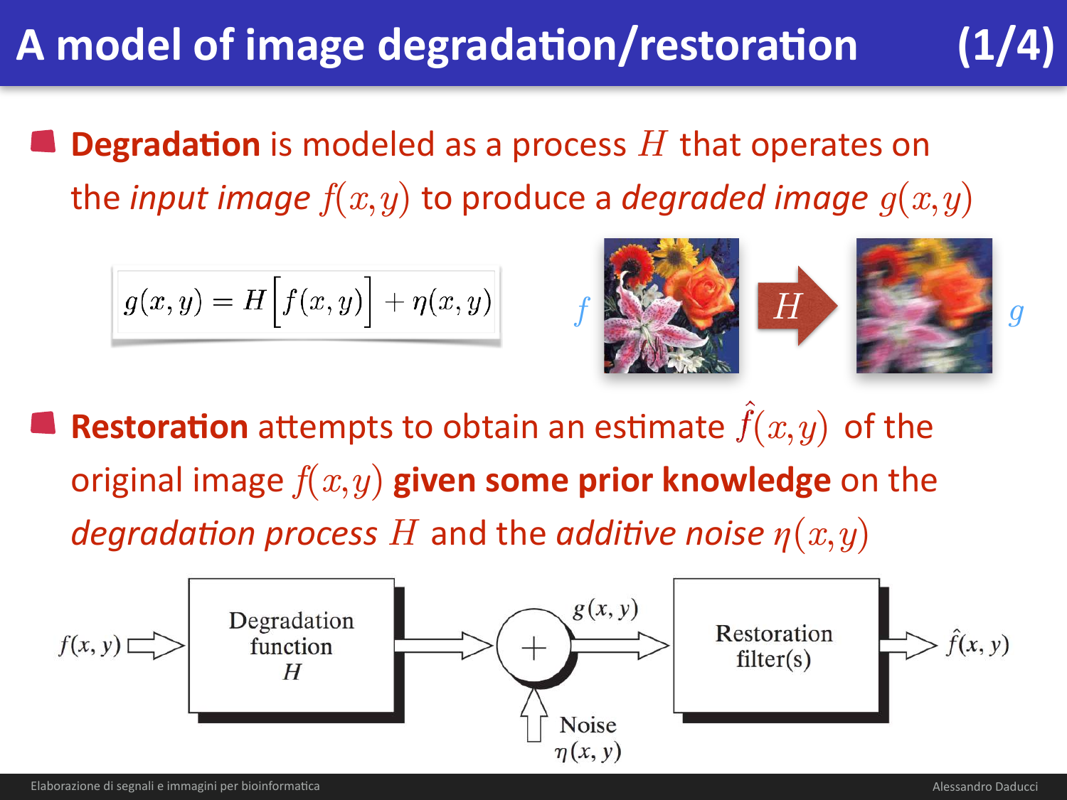# A model of image degradation/restoration (1/4)

- **Degradation** is modeled as a process $H$ that operates on the *input image* $f(x,y)$ to produce a *degraded image* $g(x,y)$

$$g(x,y) = H\Big[f(x,y)\Big] + \eta(x,y)$$

- **Restoration** attempts to obtain an estimate $\hat{f}(x,y)$ of the original image $f(x,y)$ **given some prior knowledge** on the *degradation process* $H$ and the *additive noise* $\eta(x,y)$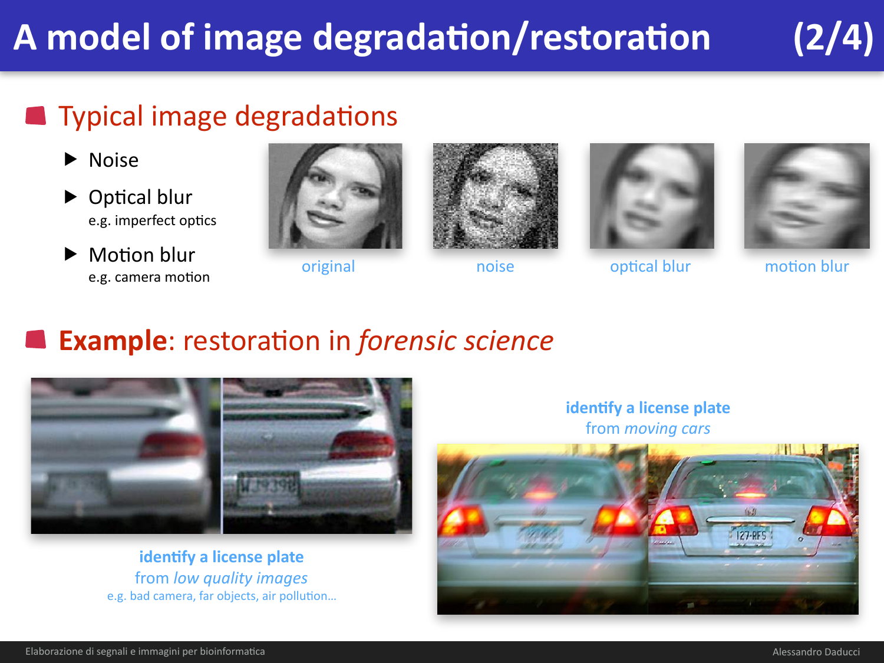# A model of image degradation/restoration (2/4)

## Typical image degradations

- Noise
- Optical blur
  e.g. imperfect optics
- Motion blur
  e.g. camera motion

original | noise | optical blur | motion blur

## **Example**: restoration in *forensic science*

**identify a license plate**
from *low quality images*
e.g. bad camera, far objects, air pollution…

**identify a license plate**
from *moving cars*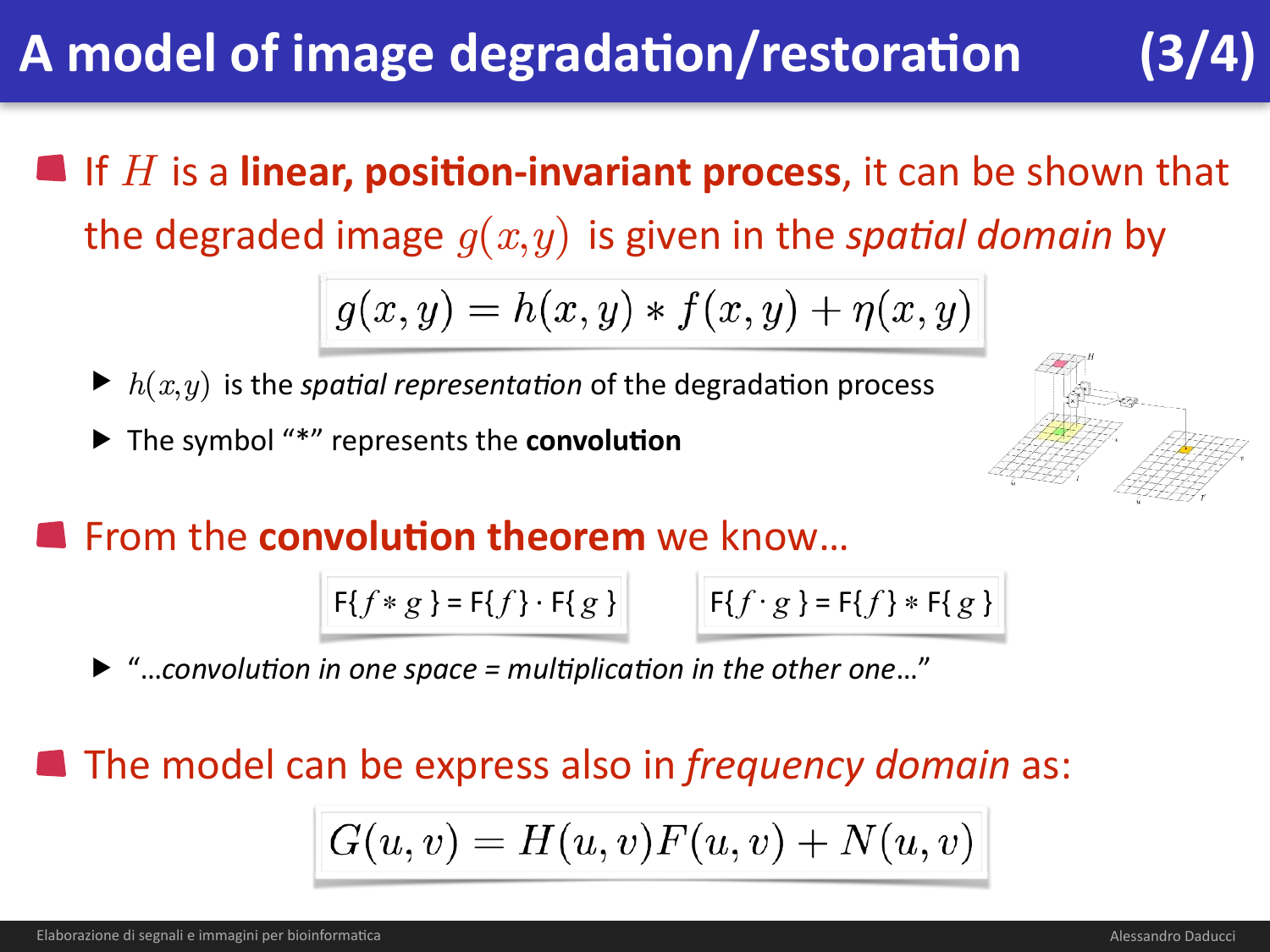# A model of image degradation/restoration (3/4)

- If $H$ is a **linear, position-invariant process**, it can be shown that the degraded image $g(x,y)$ is given in the *spatial domain* by

$$g(x,y) = h(x,y) * f(x,y) + \eta(x,y)$$

  - $h(x,y)$ is the *spatial representation* of the degradation process
  - The symbol "*" represents the **convolution**

- From the **convolution theorem** we know…

$$\mathrm{F}\{f * g\} = \mathrm{F}\{f\} \cdot \mathrm{F}\{g\} \qquad \mathrm{F}\{f \cdot g\} = \mathrm{F}\{f\} * \mathrm{F}\{g\}$$

  - *"…convolution in one space = multiplication in the other one…"*

- The model can be express also in *frequency domain* as:

$$G(u,v) = H(u,v)F(u,v) + N(u,v)$$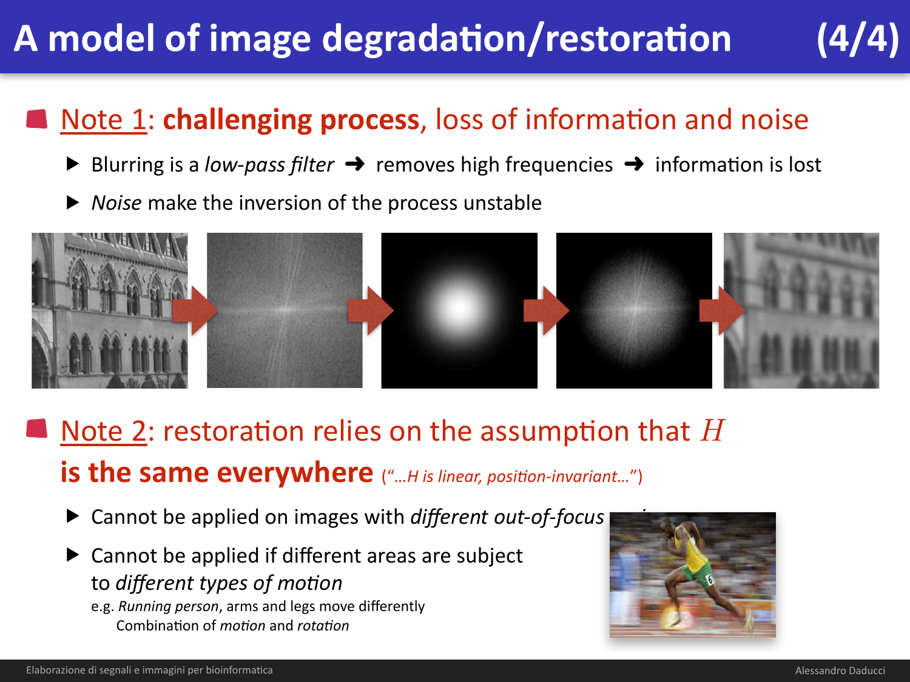# A model of image degradation/restoration (4/4)

- Note 1: **challenging process**, loss of information and noise
  - Blurring is a *low-pass filter* ➜ removes high frequencies ➜ information is lost
  - *Noise* make the inversion of the process unstable

- Note 2: restoration relies on the assumption that $H$ **is the same everywhere** (*"…H is linear, position-invariant…"*)
  - Cannot be applied on images with *different out-of-focus* …
  - Cannot be applied if different areas are subject to *different types of motion*
    e.g. *Running person*, arms and legs move differently
    Combination of *motion* and *rotation*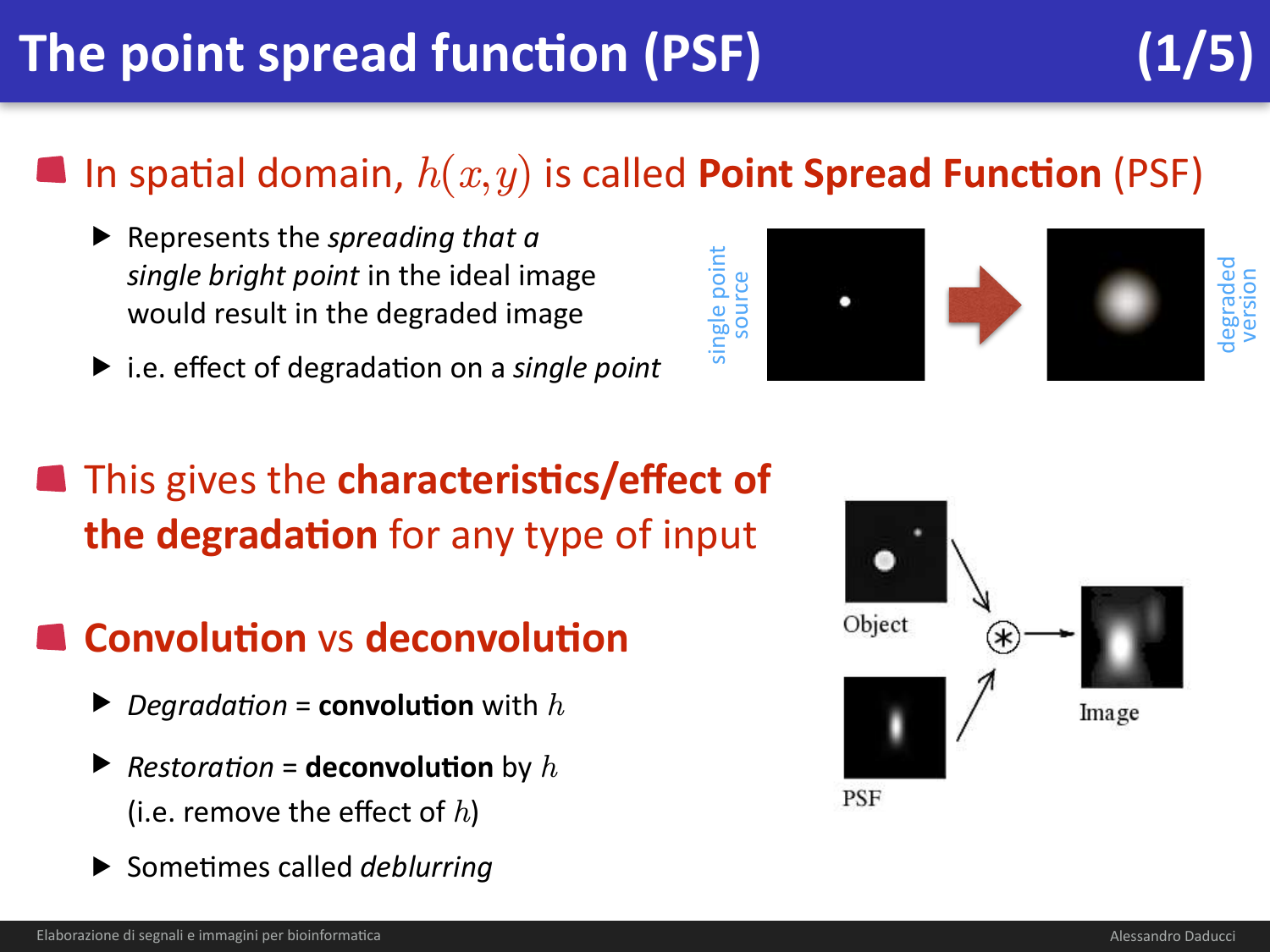# The point spread function (PSF) (1/5)

- In spatial domain, $h(x, y)$ is called **Point Spread Function** (PSF)
  - Represents the *spreading that a single bright point* in the ideal image would result in the degraded image
  - i.e. effect of degradation on a *single point*

single point source → degraded version

- This gives the **characteristics/effect of the degradation** for any type of input

- **Convolution** vs **deconvolution**
  - *Degradation* = **convolution** with $h$
  - *Restoration* = **deconvolution** by $h$ (i.e. remove the effect of $h$)
  - Sometimes called *deblurring*

Object ⊛ PSF → Image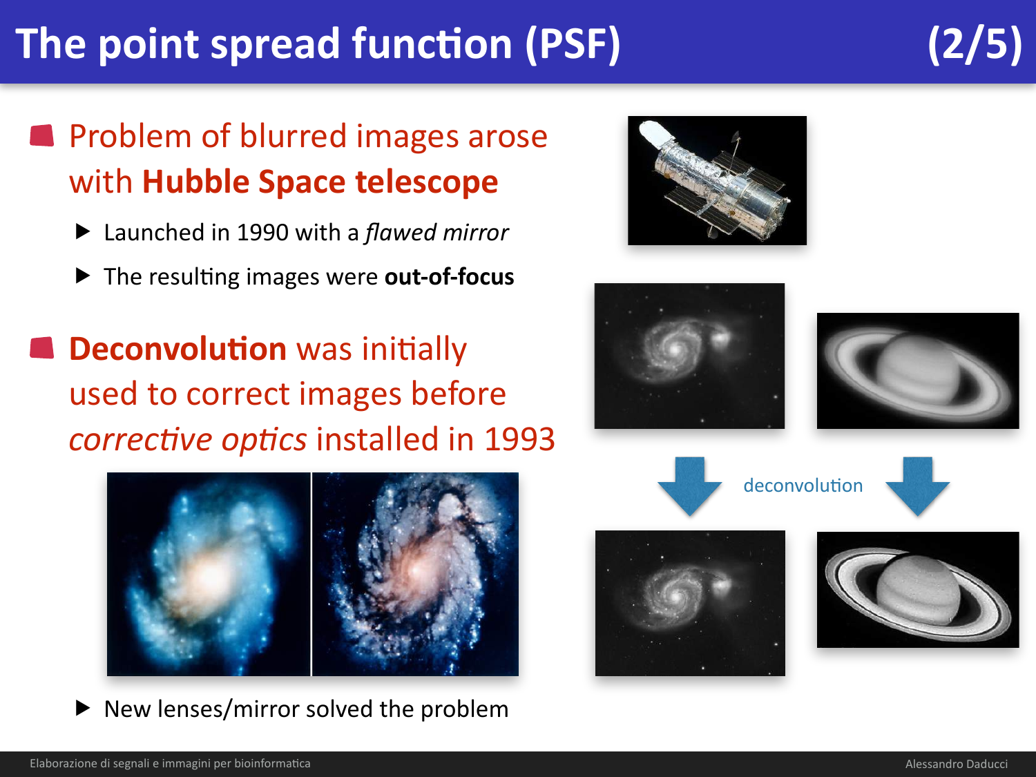# The point spread function (PSF) (2/5)

- Problem of blurred images arose with **Hubble Space telescope**
  - Launched in 1990 with a *flawed mirror*
  - The resulting images were **out-of-focus**
- **Deconvolution** was initially used to correct images before *corrective optics* installed in 1993
  - New lenses/mirror solved the problem

deconvolution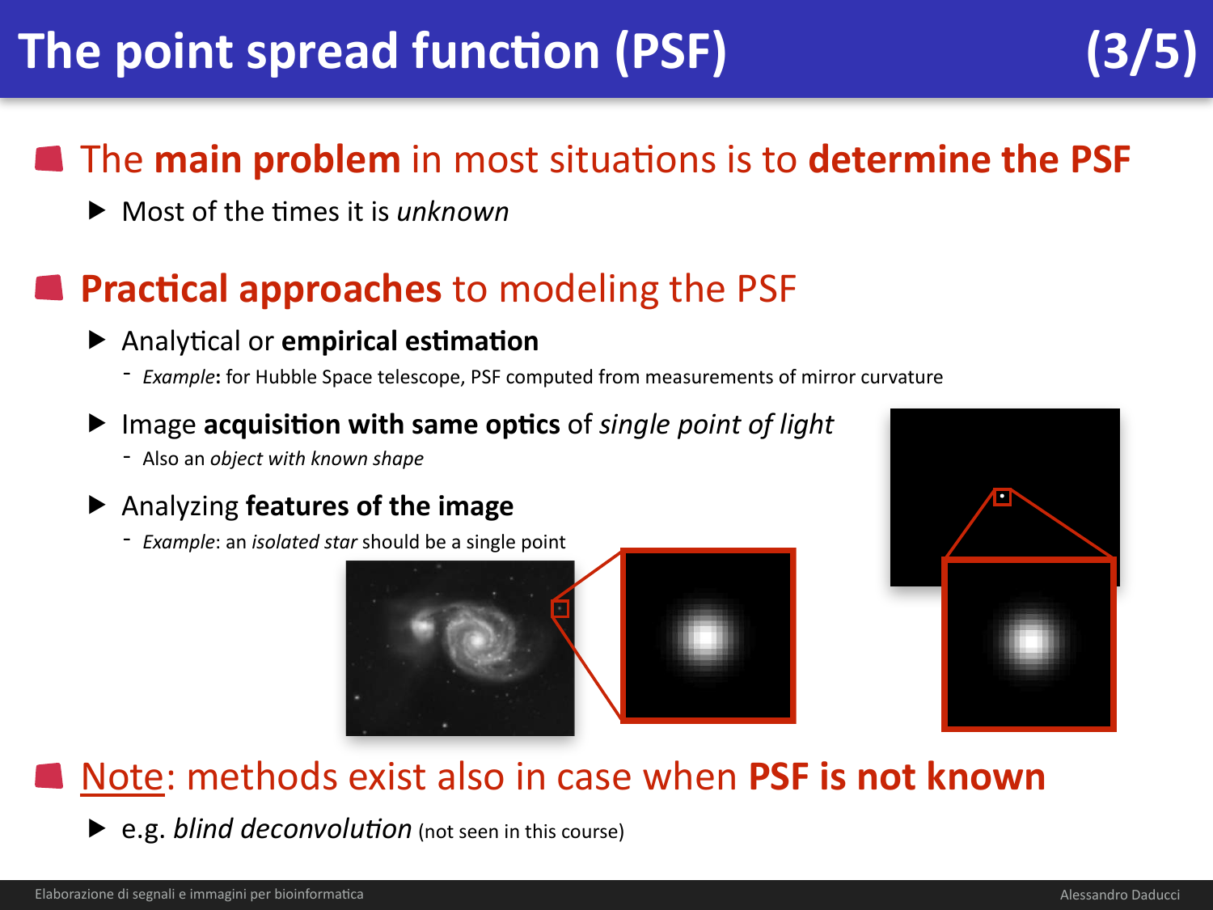# The point spread function (PSF) (3/5)

- The **main problem** in most situations is to **determine the PSF**
  - Most of the times it is *unknown*

- **Practical approaches** to modeling the PSF
  - Analytical or **empirical estimation**
    - *Example*: for Hubble Space telescope, PSF computed from measurements of mirror curvature
  - Image **acquisition with same optics** of *single point of light*
    - Also an *object with known shape*
  - Analyzing **features of the image**
    - *Example*: an *isolated star* should be a single point

- Note: methods exist also in case when **PSF is not known**
  - e.g. *blind deconvolution* (not seen in this course)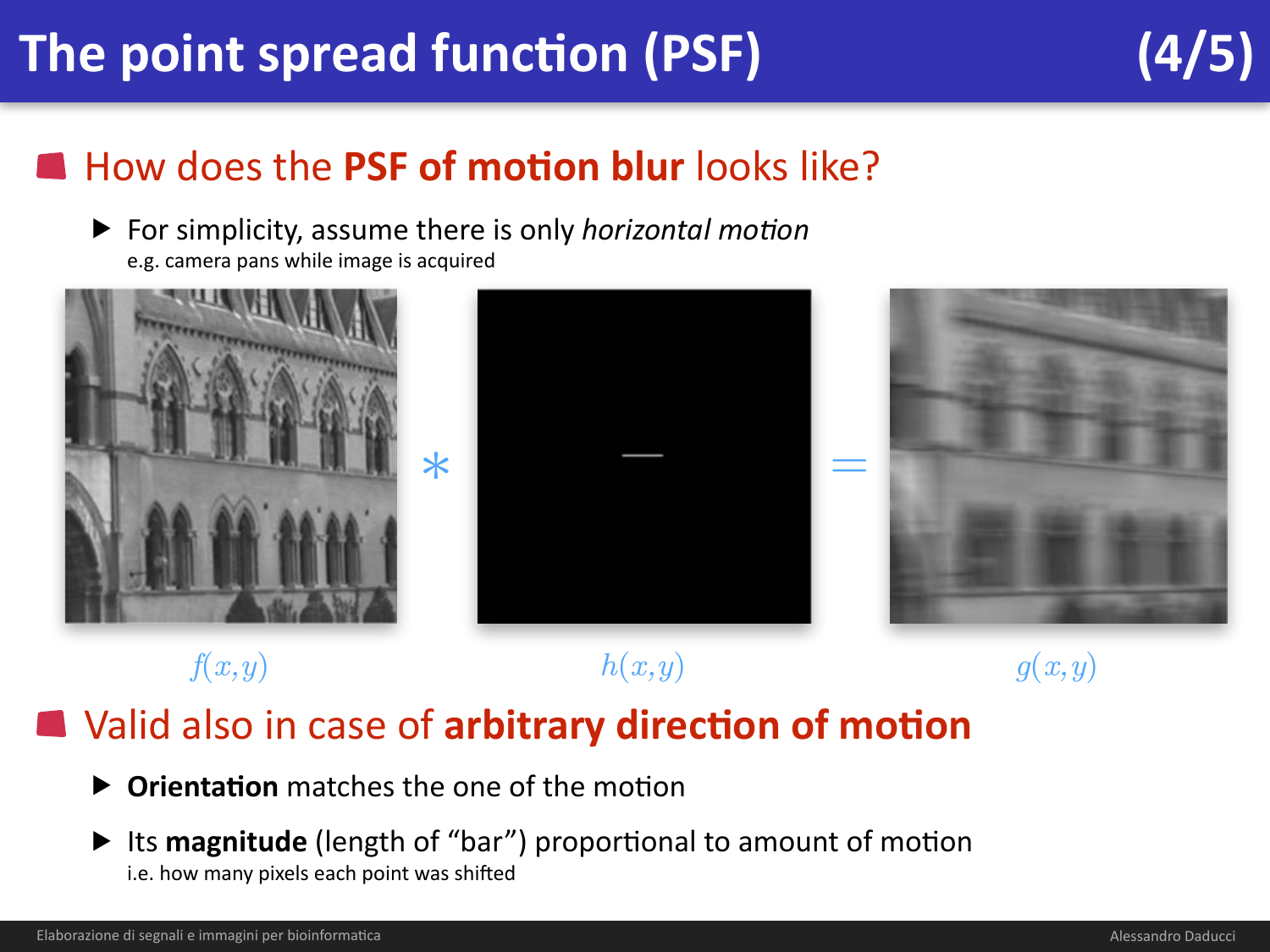# The point spread function (PSF) (4/5)

- How does the **PSF of motion blur** looks like?
  - For simplicity, assume there is only *horizontal motion*
    e.g. camera pans while image is acquired

$$f(x,y) \ast h(x,y) = g(x,y)$$

- Valid also in case of **arbitrary direction of motion**
  - **Orientation** matches the one of the motion
  - Its **magnitude** (length of "bar") proportional to amount of motion
    i.e. how many pixels each point was shifted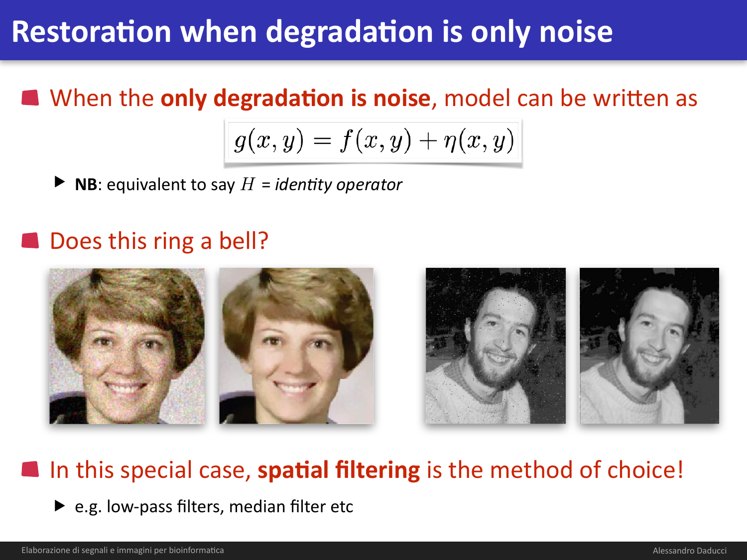# Restoration when degradation is only noise

- When the **only degradation is noise**, model can be written as

$$g(x, y) = f(x, y) + \eta(x, y)$$

  - **NB**: equivalent to say $H$ = *identity operator*

- Does this ring a bell?

- In this special case, **spatial filtering** is the method of choice!
  - e.g. low-pass filters, median filter etc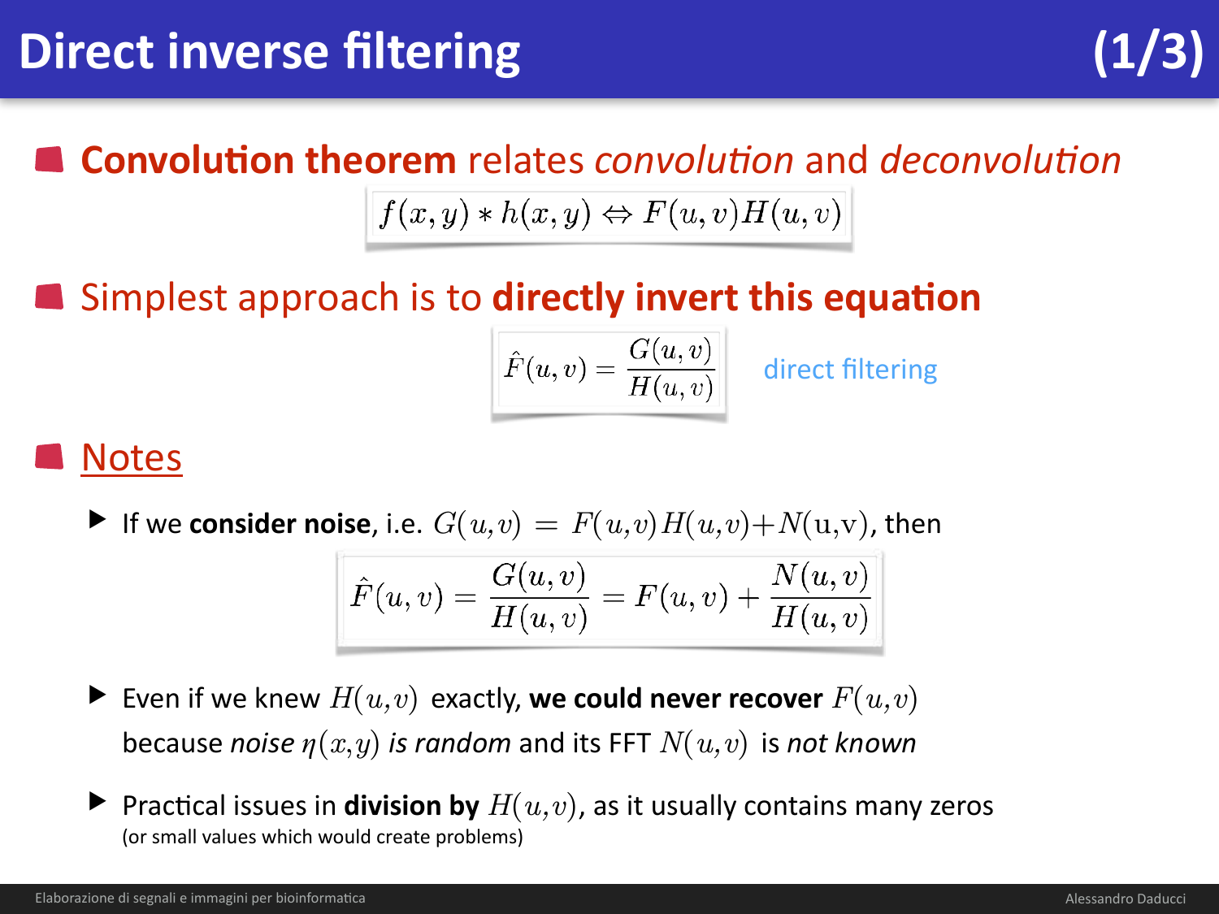# Direct inverse filtering (1/3)

- **Convolution theorem** relates *convolution* and *deconvolution*

$$f(x,y) * h(x,y) \Leftrightarrow F(u,v)H(u,v)$$

- Simplest approach is to **directly invert this equation**

$$\hat{F}(u,v) = \frac{G(u,v)}{H(u,v)}$$

direct filtering

- Notes
  - If we **consider noise**, i.e. $G(u,v) = F(u,v)H(u,v) + N(u,v)$, then

    $$\hat{F}(u,v) = \frac{G(u,v)}{H(u,v)} = F(u,v) + \frac{N(u,v)}{H(u,v)}$$

  - Even if we knew $H(u,v)$ exactly, **we could never recover** $F(u,v)$ because *noise* $\eta(x,y)$ *is random* and its FFT $N(u,v)$ is *not known*
  - Practical issues in **division by** $H(u,v)$, as it usually contains many zeros (or small values which would create problems)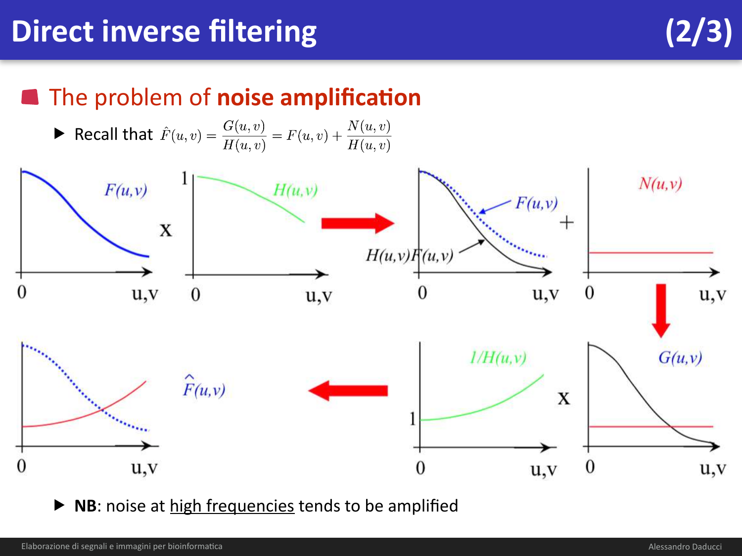# Direct inverse filtering (2/3)

## The problem of **noise amplification**

- Recall that $\hat{F}(u,v) = \frac{G(u,v)}{H(u,v)} = F(u,v) + \frac{N(u,v)}{H(u,v)}$

- **NB**: noise at high frequencies tends to be amplified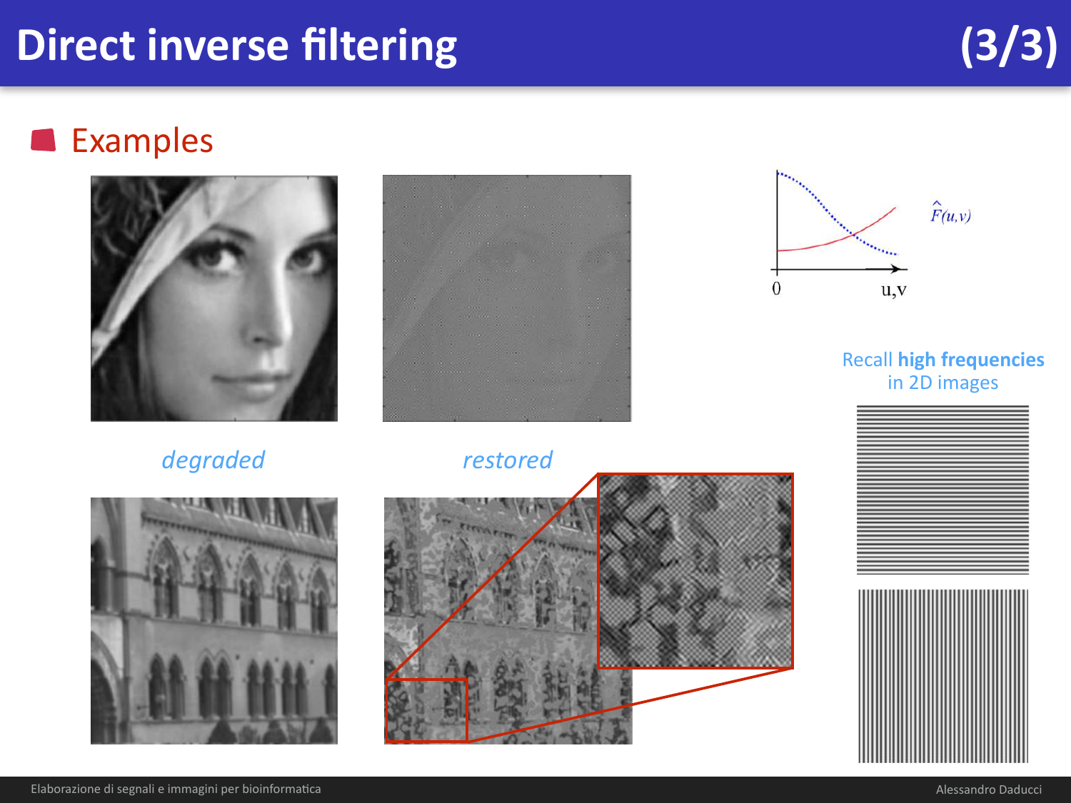# Direct inverse filtering (3/3)

## Examples

*degraded*

*restored*

$\hat{F}(u,v)$

0 u,v

Recall **high frequencies** in 2D images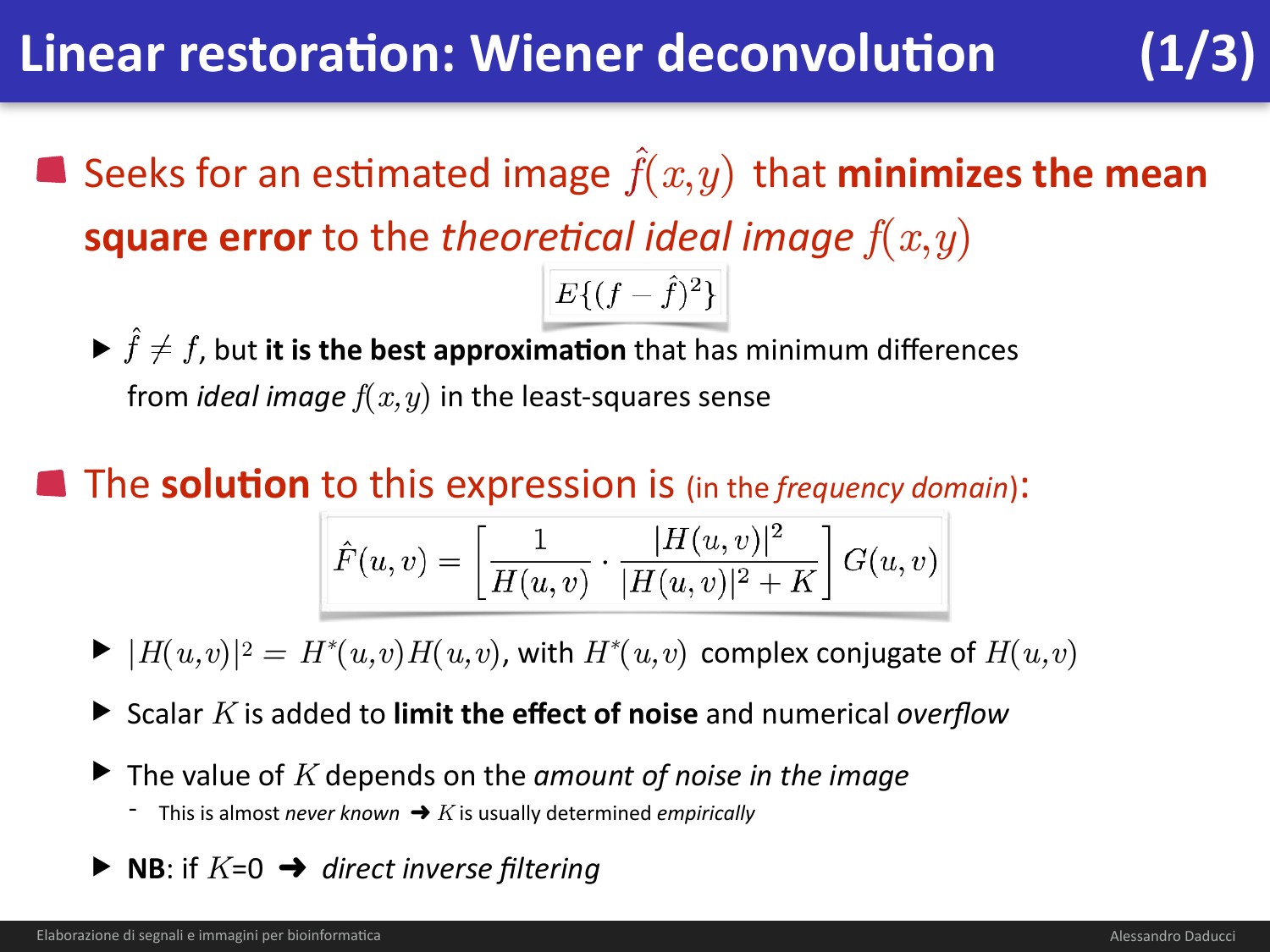# Linear restoration: Wiener deconvolution (1/3)

- Seeks for an estimated image $\hat{f}(x,y)$ that **minimizes the mean square error** to the *theoretical ideal image* $f(x,y)$

$$E\{(f-\hat{f})^2\}$$

  - $\hat{f} \neq f$, but **it is the best approximation** that has minimum differences from *ideal image* $f(x,y)$ in the least-squares sense

- The **solution** to this expression is (in the *frequency domain*):

$$\hat{F}(u,v) = \left[ \frac{1}{H(u,v)} \cdot \frac{|H(u,v)|^2}{|H(u,v)|^2 + K} \right] G(u,v)$$

  - $|H(u,v)|^2 = H^*(u,v)H(u,v)$, with $H^*(u,v)$ complex conjugate of $H(u,v)$
  - Scalar $K$ is added to **limit the effect of noise** and numerical *overflow*
  - The value of $K$ depends on the *amount of noise in the image*
    - This is almost *never known* ➜ $K$ is usually determined *empirically*
  - **NB**: if $K$=0 ➜ *direct inverse filtering*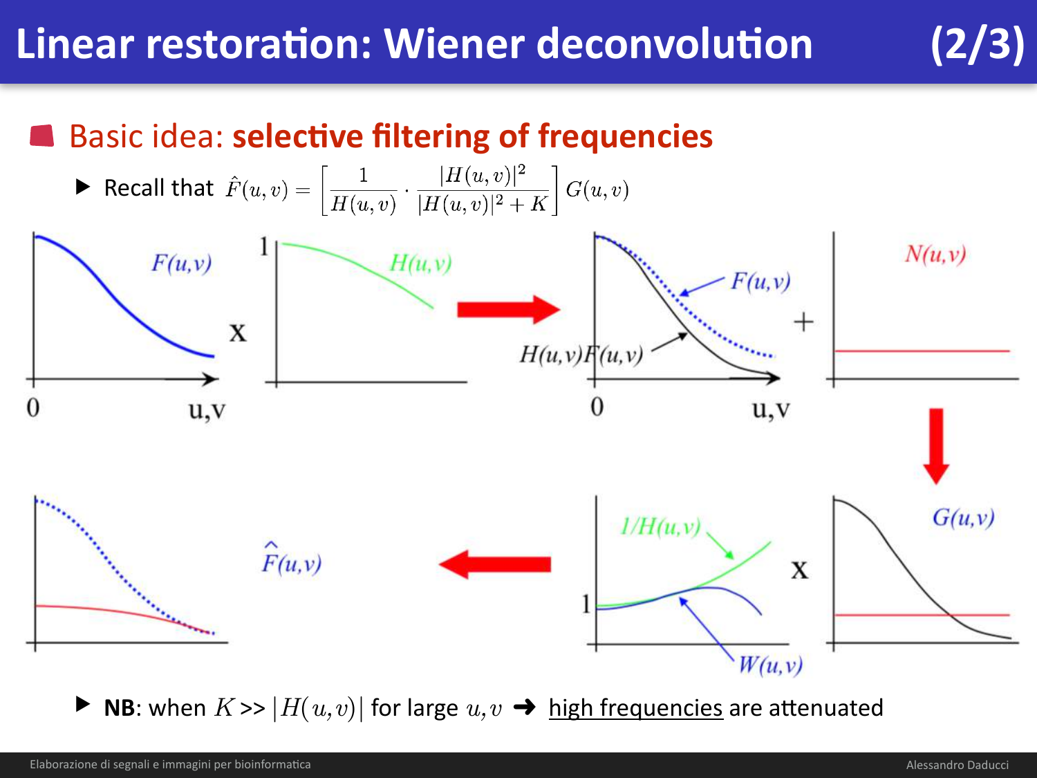# Linear restoration: Wiener deconvolution (2/3)

## Basic idea: **selective filtering of frequencies**

- Recall that $\hat{F}(u,v) = \left[ \frac{1}{H(u,v)} \cdot \frac{|H(u,v)|^2}{|H(u,v)|^2 + K} \right] G(u,v)$

- **NB**: when $K$ >> $|H(u,v)|$ for large $u,v$ ➜ high frequencies are attenuated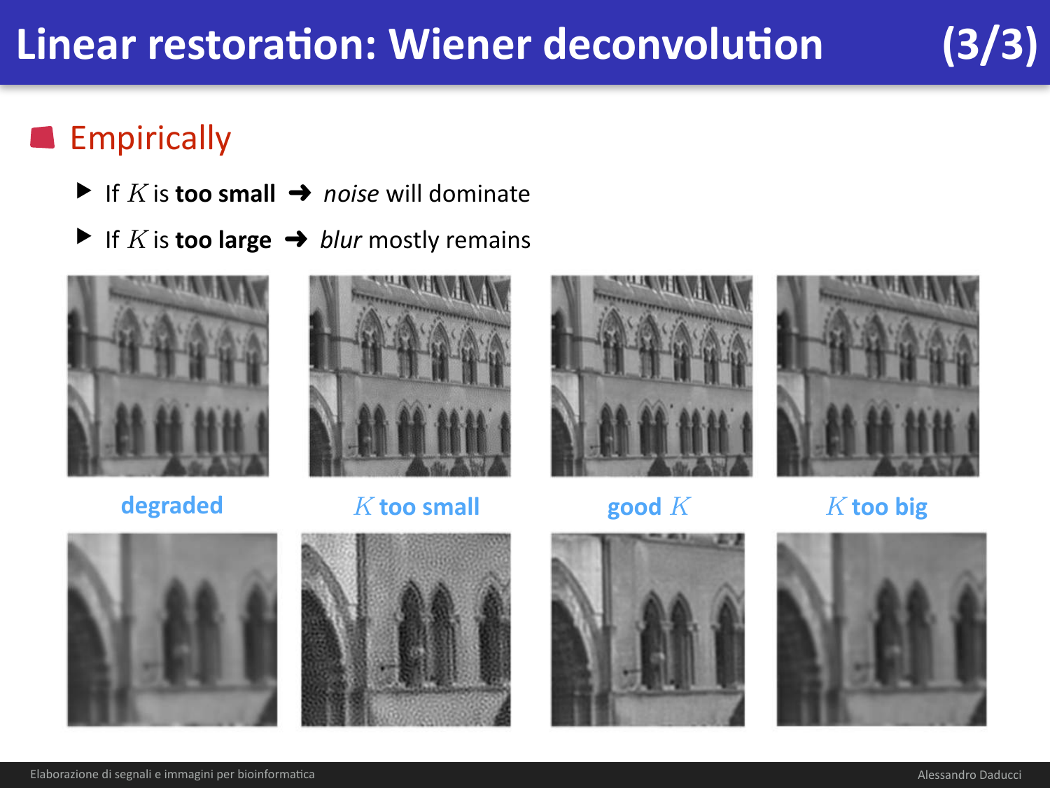# Linear restoration: Wiener deconvolution (3/3)

## Empirically

- If $K$ is **too small** ➜ *noise* will dominate
- If $K$ is **too large** ➜ *blur* mostly remains

degraded

$K$ too small

good $K$

$K$ too big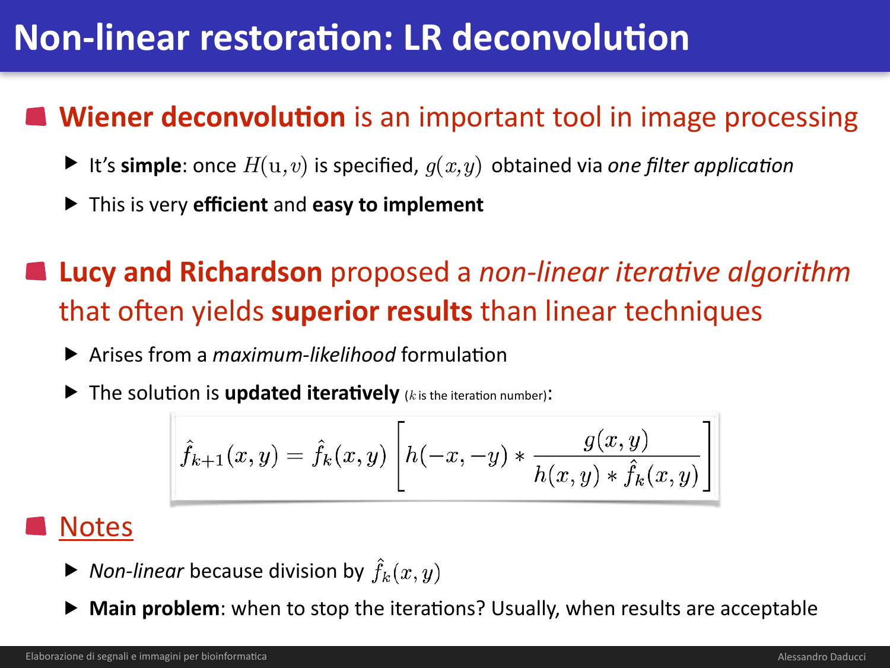# Non-linear restoration: LR deconvolution

- **Wiener deconvolution** is an important tool in image processing
  - It's **simple**: once $H(\mathrm{u}, v)$ is specified, $g(x,y)$ obtained via *one filter application*
  - This is very **efficient** and **easy to implement**

- **Lucy and Richardson** proposed a *non-linear iterative algorithm* that often yields **superior results** than linear techniques
  - Arises from a *maximum-likelihood* formulation
  - The solution is **updated iteratively** ($k$ is the iteration number):

$$\hat{f}_{k+1}(x,y) = \hat{f}_k(x,y) \left[ h(-x,-y) * \frac{g(x,y)}{h(x,y) * \hat{f}_k(x,y)} \right]$$

- Notes
  - *Non-linear* because division by $\hat{f}_k(x,y)$
  - **Main problem**: when to stop the iterations? Usually, when results are acceptable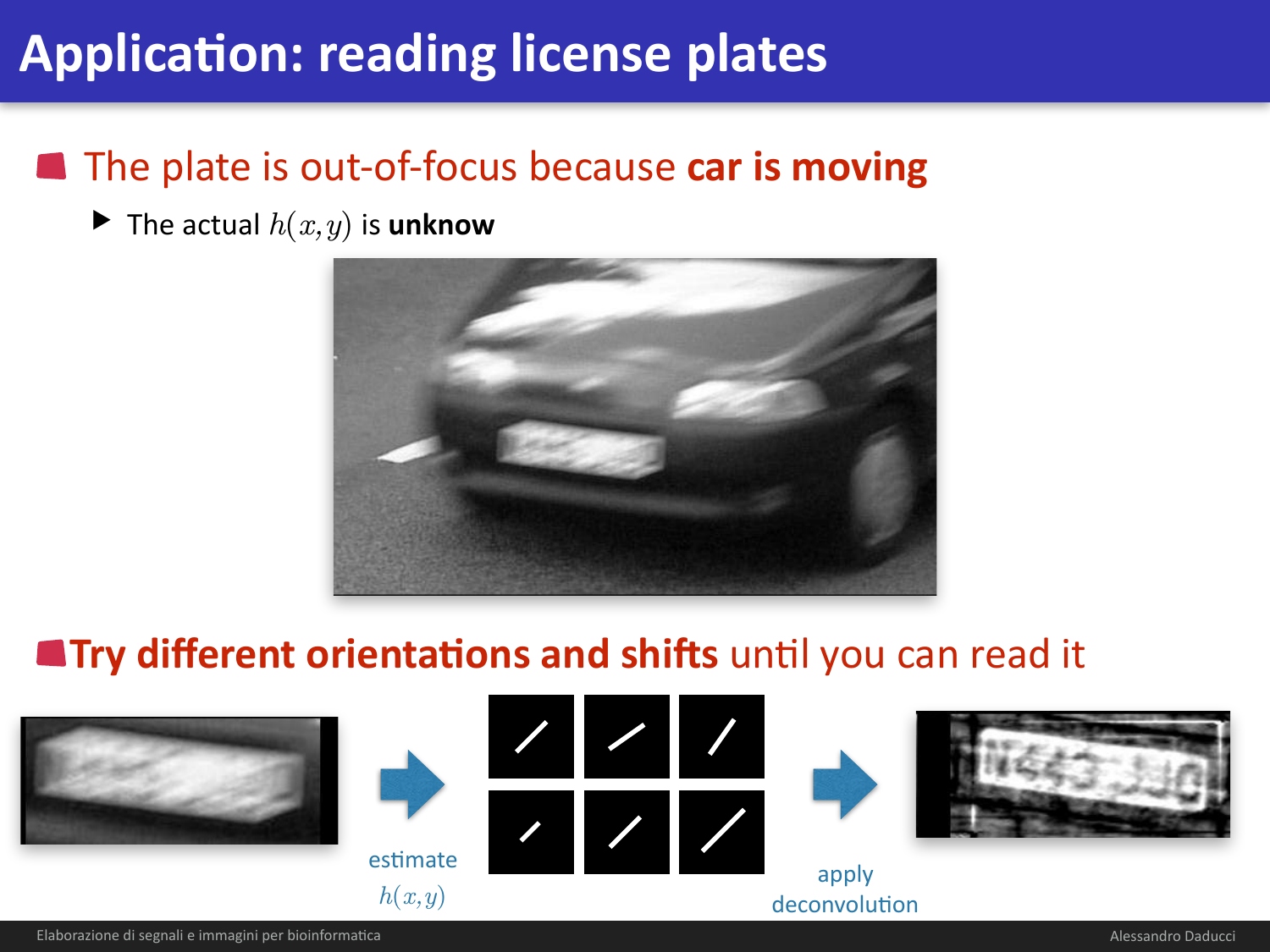# Application: reading license plates

- The plate is out-of-focus because **car is moving**
  - The actual $h(x, y)$ is **unknow**

- **Try different orientations and shifts** until you can read it

estimate $h(x,y)$

apply deconvolution